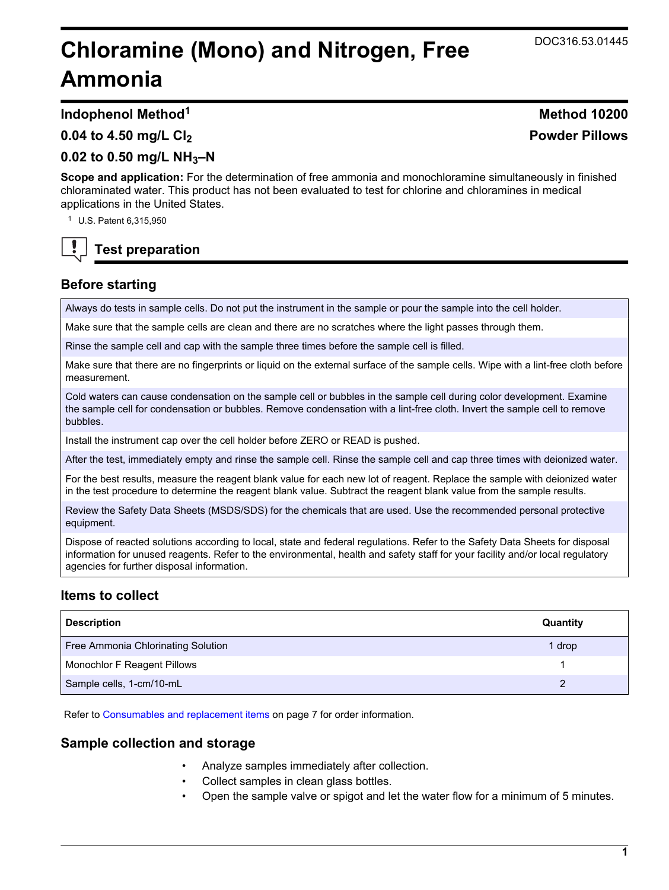# Chloramine (Mono) and Nitrogen, Free Ammonia

DOC316.53.01445

**Indophenol Method[1]** **Method 10200**

**0.04 to 4.50 mg/L $Cl_2$** **Powder Pillows**

**0.02 to 0.50 mg/L $NH_3$–N**

**Scope and application:** For the determination of free ammonia and monochloramine simultaneously in finished chloraminated water. This product has not been evaluated to test for chlorine and chloramines in medical applications in the United States.

[1] U.S. Patent 6,315,950

## Test preparation

### Before starting

- Always do tests in sample cells. Do not put the instrument in the sample or pour the sample into the cell holder.
- Make sure that the sample cells are clean and there are no scratches where the light passes through them.
- Rinse the sample cell and cap with the sample three times before the sample cell is filled.
- Make sure that there are no fingerprints or liquid on the external surface of the sample cells. Wipe with a lint-free cloth before measurement.
- Cold waters can cause condensation on the sample cell or bubbles in the sample cell during color development. Examine the sample cell for condensation or bubbles. Remove condensation with a lint-free cloth. Invert the sample cell to remove bubbles.
- Install the instrument cap over the cell holder before ZERO or READ is pushed.
- After the test, immediately empty and rinse the sample cell. Rinse the sample cell and cap three times with deionized water.
- For the best results, measure the reagent blank value for each new lot of reagent. Replace the sample with deionized water in the test procedure to determine the reagent blank value. Subtract the reagent blank value from the sample results.
- Review the Safety Data Sheets (MSDS/SDS) for the chemicals that are used. Use the recommended personal protective equipment.
- Dispose of reacted solutions according to local, state and federal regulations. Refer to the Safety Data Sheets for disposal information for unused reagents. Refer to the environmental, health and safety staff for your facility and/or local regulatory agencies for further disposal information.

### Items to collect

| Description | Quantity |
|---|---|
| Free Ammonia Chlorinating Solution | 1 drop |
| Monochlor F Reagent Pillows | 1 |
| Sample cells, 1-cm/10-mL | 2 |

Refer to Consumables and replacement items on page 7 for order information.

### Sample collection and storage

- Analyze samples immediately after collection.
- Collect samples in clean glass bottles.
- Open the sample valve or spigot and let the water flow for a minimum of 5 minutes.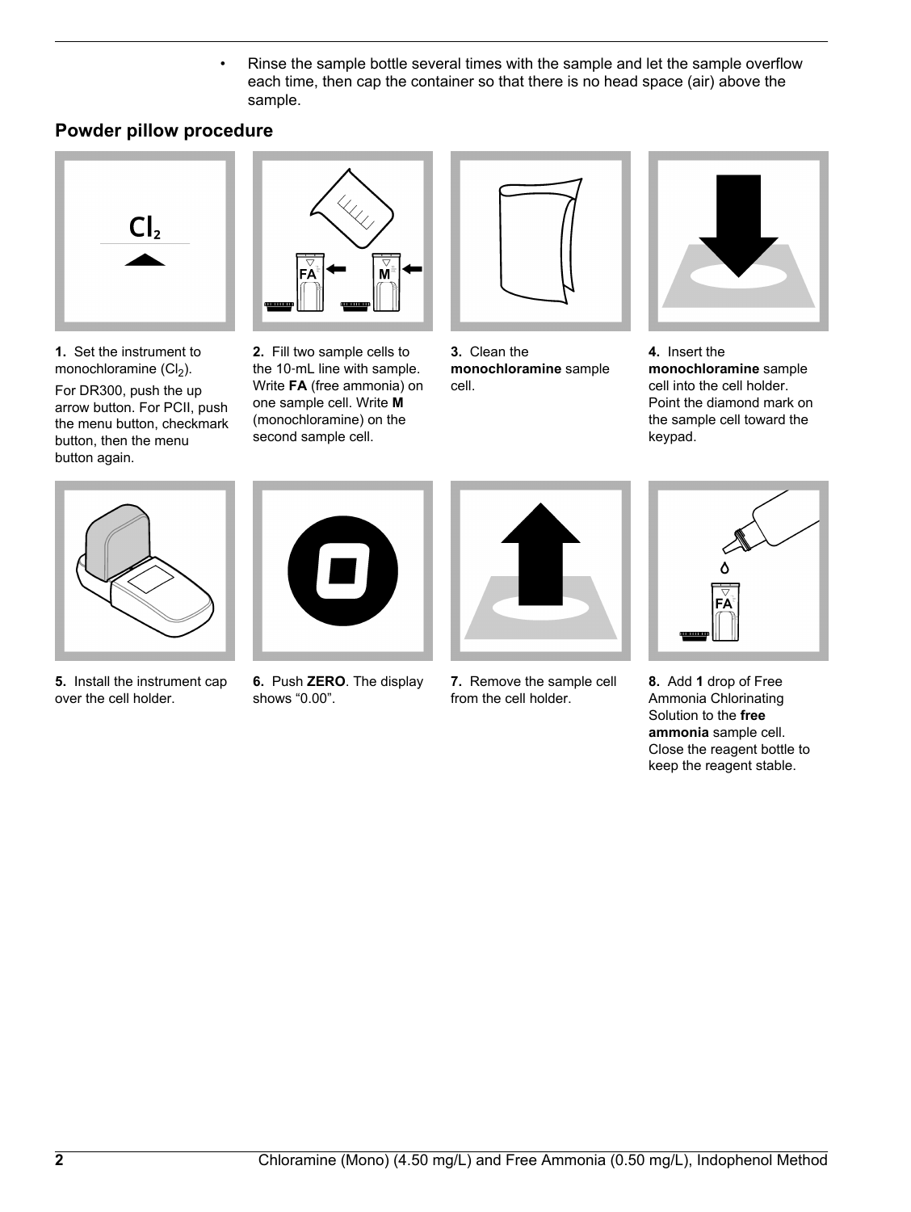- Rinse the sample bottle several times with the sample and let the sample overflow each time, then cap the container so that there is no head space (air) above the sample.

## Powder pillow procedure

1. Set the instrument to monochloramine ($Cl_2$).

   For DR300, push the up arrow button. For PCII, push the menu button, checkmark button, then the menu button again.

2. Fill two sample cells to the 10-mL line with sample. Write **FA** (free ammonia) on one sample cell. Write **M** (monochloramine) on the second sample cell.

3. Clean the **monochloramine** sample cell.

4. Insert the **monochloramine** sample cell into the cell holder. Point the diamond mark on the sample cell toward the keypad.

5. Install the instrument cap over the cell holder.

6. Push **ZERO**. The display shows “0.00”.

7. Remove the sample cell from the cell holder.

8. Add **1** drop of Free Ammonia Chlorinating Solution to the **free ammonia** sample cell. Close the reagent bottle to keep the reagent stable.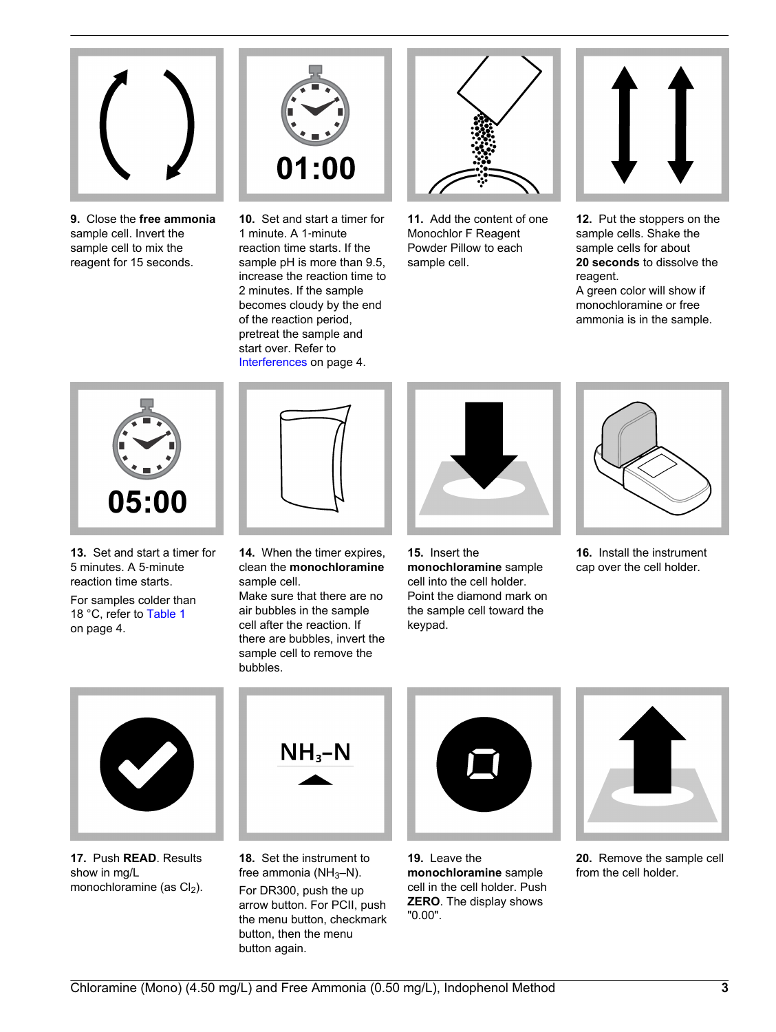**9.** Close the **free ammonia** sample cell. Invert the sample cell to mix the reagent for 15 seconds.

**10.** Set and start a timer for 1 minute. A 1-minute reaction time starts. If the sample pH is more than 9.5, increase the reaction time to 2 minutes. If the sample becomes cloudy by the end of the reaction period, pretreat the sample and start over. Refer to Interferences on page 4.

**11.** Add the content of one Monochlor F Reagent Powder Pillow to each sample cell.

**12.** Put the stoppers on the sample cells. Shake the sample cells for about **20 seconds** to dissolve the reagent.
A green color will show if monochloramine or free ammonia is in the sample.

**13.** Set and start a timer for 5 minutes. A 5-minute reaction time starts.

For samples colder than 18 °C, refer to Table 1 on page 4.

**14.** When the timer expires, clean the **monochloramine** sample cell.
Make sure that there are no air bubbles in the sample cell after the reaction. If there are bubbles, invert the sample cell to remove the bubbles.

**15.** Insert the **monochloramine** sample cell into the cell holder. Point the diamond mark on the sample cell toward the keypad.

**16.** Install the instrument cap over the cell holder.

**17.** Push **READ**. Results show in mg/L monochloramine (as $Cl_2$).

**18.** Set the instrument to free ammonia ($NH_3$–N).

For DR300, push the up arrow button. For PCII, push the menu button, checkmark button, then the menu button again.

**19.** Leave the **monochloramine** sample cell in the cell holder. Push **ZERO**. The display shows "0.00".

**20.** Remove the sample cell from the cell holder.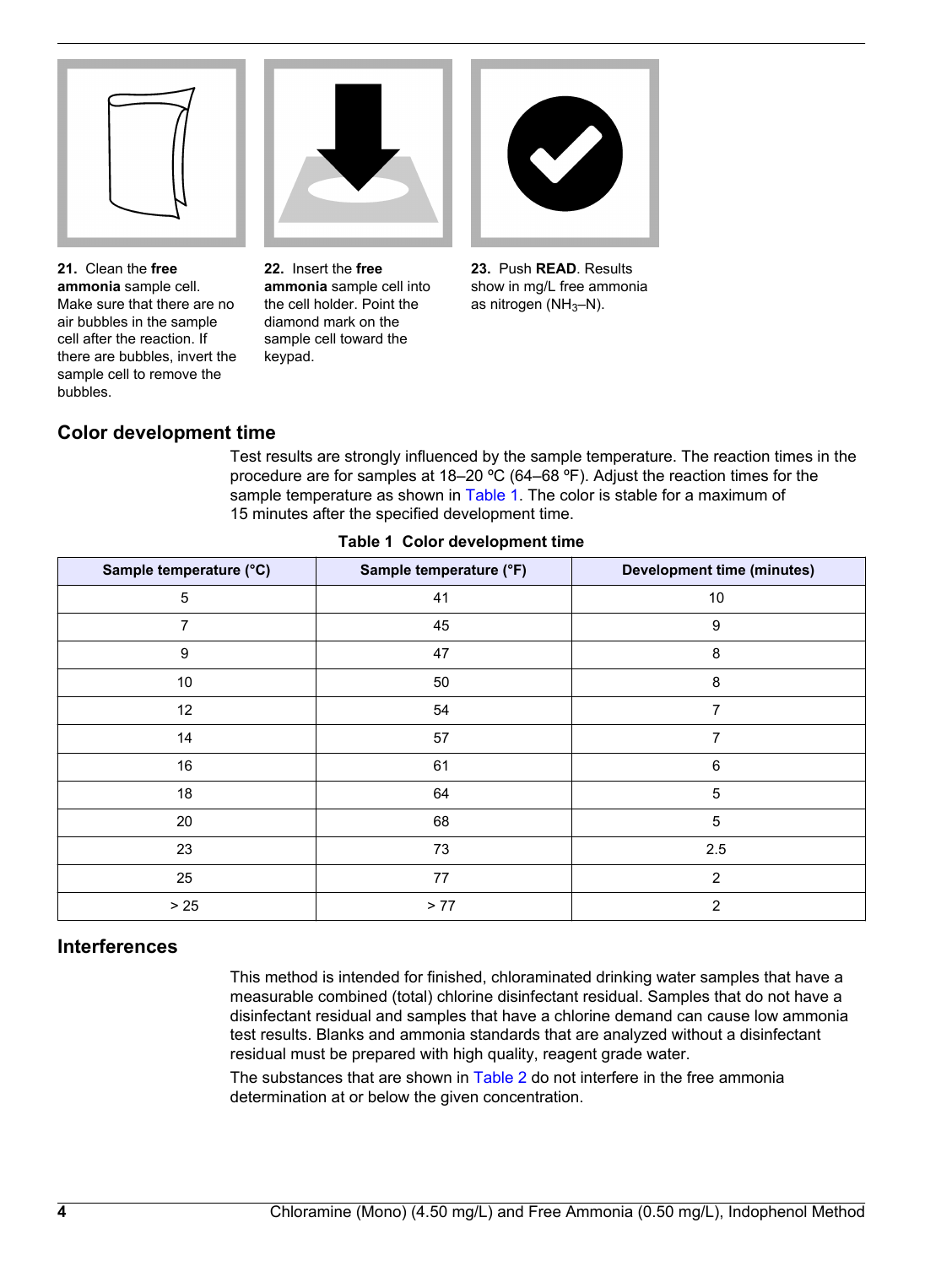21. Clean the **free ammonia** sample cell. Make sure that there are no air bubbles in the sample cell after the reaction. If there are bubbles, invert the sample cell to remove the bubbles.

22. Insert the **free ammonia** sample cell into the cell holder. Point the diamond mark on the sample cell toward the keypad.

23. Push **READ**. Results show in mg/L free ammonia as nitrogen ($NH_3$–N).

## Color development time

Test results are strongly influenced by the sample temperature. The reaction times in the procedure are for samples at 18–20 ºC (64–68 ºF). Adjust the reaction times for the sample temperature as shown in Table 1. The color is stable for a maximum of 15 minutes after the specified development time.

**Table 1 Color development time**

| Sample temperature (°C) | Sample temperature (°F) | Development time (minutes) |
| --- | --- | --- |
| 5 | 41 | 10 |
| 7 | 45 | 9 |
| 9 | 47 | 8 |
| 10 | 50 | 8 |
| 12 | 54 | 7 |
| 14 | 57 | 7 |
| 16 | 61 | 6 |
| 18 | 64 | 5 |
| 20 | 68 | 5 |
| 23 | 73 | 2.5 |
| 25 | 77 | 2 |
| > 25 | > 77 | 2 |

## Interferences

This method is intended for finished, chloraminated drinking water samples that have a measurable combined (total) chlorine disinfectant residual. Samples that do not have a disinfectant residual and samples that have a chlorine demand can cause low ammonia test results. Blanks and ammonia standards that are analyzed without a disinfectant residual must be prepared with high quality, reagent grade water.

The substances that are shown in Table 2 do not interfere in the free ammonia determination at or below the given concentration.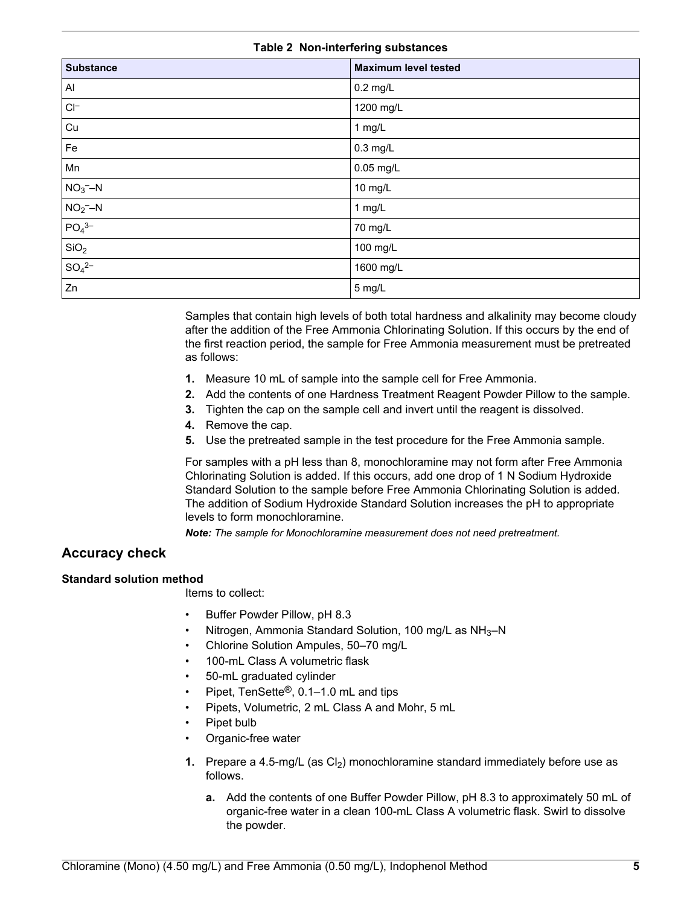**Table 2 Non-interfering substances**

| Substance | Maximum level tested |
| --- | --- |
| Al | 0.2 mg/L |
| $Cl^-$ | 1200 mg/L |
| Cu | 1 mg/L |
| Fe | 0.3 mg/L |
| Mn | 0.05 mg/L |
| $NO_3^-$–N | 10 mg/L |
| $NO_2^-$–N | 1 mg/L |
| $PO_4^{3-}$ | 70 mg/L |
| $SiO_2$ | 100 mg/L |
| $SO_4^{2-}$ | 1600 mg/L |
| Zn | 5 mg/L |

Samples that contain high levels of both total hardness and alkalinity may become cloudy after the addition of the Free Ammonia Chlorinating Solution. If this occurs by the end of the first reaction period, the sample for Free Ammonia measurement must be pretreated as follows:

1. Measure 10 mL of sample into the sample cell for Free Ammonia.
2. Add the contents of one Hardness Treatment Reagent Powder Pillow to the sample.
3. Tighten the cap on the sample cell and invert until the reagent is dissolved.
4. Remove the cap.
5. Use the pretreated sample in the test procedure for the Free Ammonia sample.

For samples with a pH less than 8, monochloramine may not form after Free Ammonia Chlorinating Solution is added. If this occurs, add one drop of 1 N Sodium Hydroxide Standard Solution to the sample before Free Ammonia Chlorinating Solution is added. The addition of Sodium Hydroxide Standard Solution increases the pH to appropriate levels to form monochloramine.

***Note:*** *The sample for Monochloramine measurement does not need pretreatment.*

## Accuracy check

### Standard solution method

Items to collect:

- Buffer Powder Pillow, pH 8.3
- Nitrogen, Ammonia Standard Solution, 100 mg/L as $NH_3$–N
- Chlorine Solution Ampules, 50–70 mg/L
- 100-mL Class A volumetric flask
- 50-mL graduated cylinder
- Pipet, TenSette®, 0.1–1.0 mL and tips
- Pipets, Volumetric, 2 mL Class A and Mohr, 5 mL
- Pipet bulb
- Organic-free water

1. Prepare a 4.5-mg/L (as $Cl_2$) monochloramine standard immediately before use as follows.
   a. Add the contents of one Buffer Powder Pillow, pH 8.3 to approximately 50 mL of organic-free water in a clean 100-mL Class A volumetric flask. Swirl to dissolve the powder.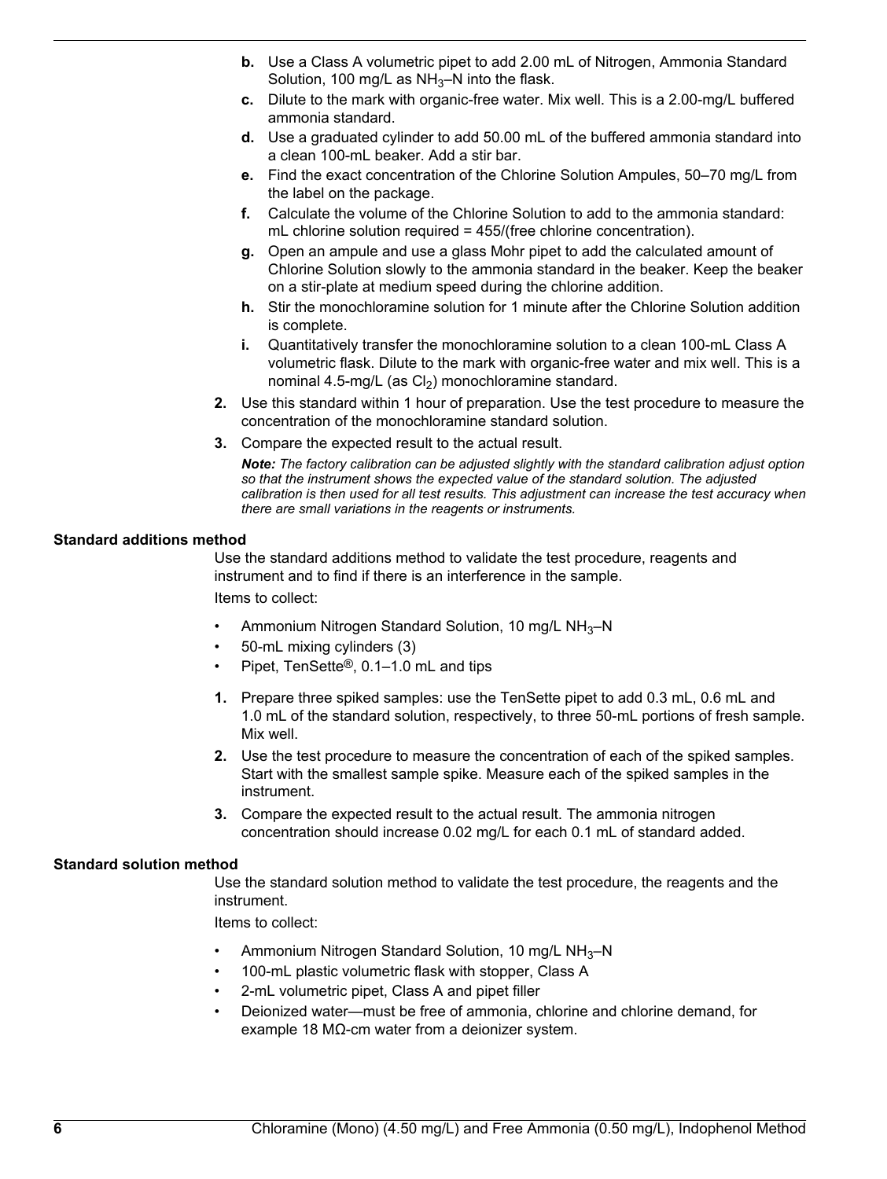b. Use a Class A volumetric pipet to add 2.00 mL of Nitrogen, Ammonia Standard Solution, 100 mg/L as $NH_3$–N into the flask.

c. Dilute to the mark with organic-free water. Mix well. This is a 2.00-mg/L buffered ammonia standard.

d. Use a graduated cylinder to add 50.00 mL of the buffered ammonia standard into a clean 100-mL beaker. Add a stir bar.

e. Find the exact concentration of the Chlorine Solution Ampules, 50–70 mg/L from the label on the package.

f. Calculate the volume of the Chlorine Solution to add to the ammonia standard: mL chlorine solution required = 455/(free chlorine concentration).

g. Open an ampule and use a glass Mohr pipet to add the calculated amount of Chlorine Solution slowly to the ammonia standard in the beaker. Keep the beaker on a stir-plate at medium speed during the chlorine addition.

h. Stir the monochloramine solution for 1 minute after the Chlorine Solution addition is complete.

i. Quantitatively transfer the monochloramine solution to a clean 100-mL Class A volumetric flask. Dilute to the mark with organic-free water and mix well. This is a nominal 4.5-mg/L (as $Cl_2$) monochloramine standard.

2. Use this standard within 1 hour of preparation. Use the test procedure to measure the concentration of the monochloramine standard solution.

3. Compare the expected result to the actual result.

*__Note:__ The factory calibration can be adjusted slightly with the standard calibration adjust option so that the instrument shows the expected value of the standard solution. The adjusted calibration is then used for all test results. This adjustment can increase the test accuracy when there are small variations in the reagents or instruments.*

### Standard additions method

Use the standard additions method to validate the test procedure, reagents and instrument and to find if there is an interference in the sample.

Items to collect:

- Ammonium Nitrogen Standard Solution, 10 mg/L $NH_3$–N
- 50-mL mixing cylinders (3)
- Pipet, TenSette®, 0.1–1.0 mL and tips

1. Prepare three spiked samples: use the TenSette pipet to add 0.3 mL, 0.6 mL and 1.0 mL of the standard solution, respectively, to three 50-mL portions of fresh sample. Mix well.
2. Use the test procedure to measure the concentration of each of the spiked samples. Start with the smallest sample spike. Measure each of the spiked samples in the instrument.
3. Compare the expected result to the actual result. The ammonia nitrogen concentration should increase 0.02 mg/L for each 0.1 mL of standard added.

### Standard solution method

Use the standard solution method to validate the test procedure, the reagents and the instrument.

Items to collect:

- Ammonium Nitrogen Standard Solution, 10 mg/L $NH_3$–N
- 100-mL plastic volumetric flask with stopper, Class A
- 2-mL volumetric pipet, Class A and pipet filler
- Deionized water—must be free of ammonia, chlorine and chlorine demand, for example 18 MΩ-cm water from a deionizer system.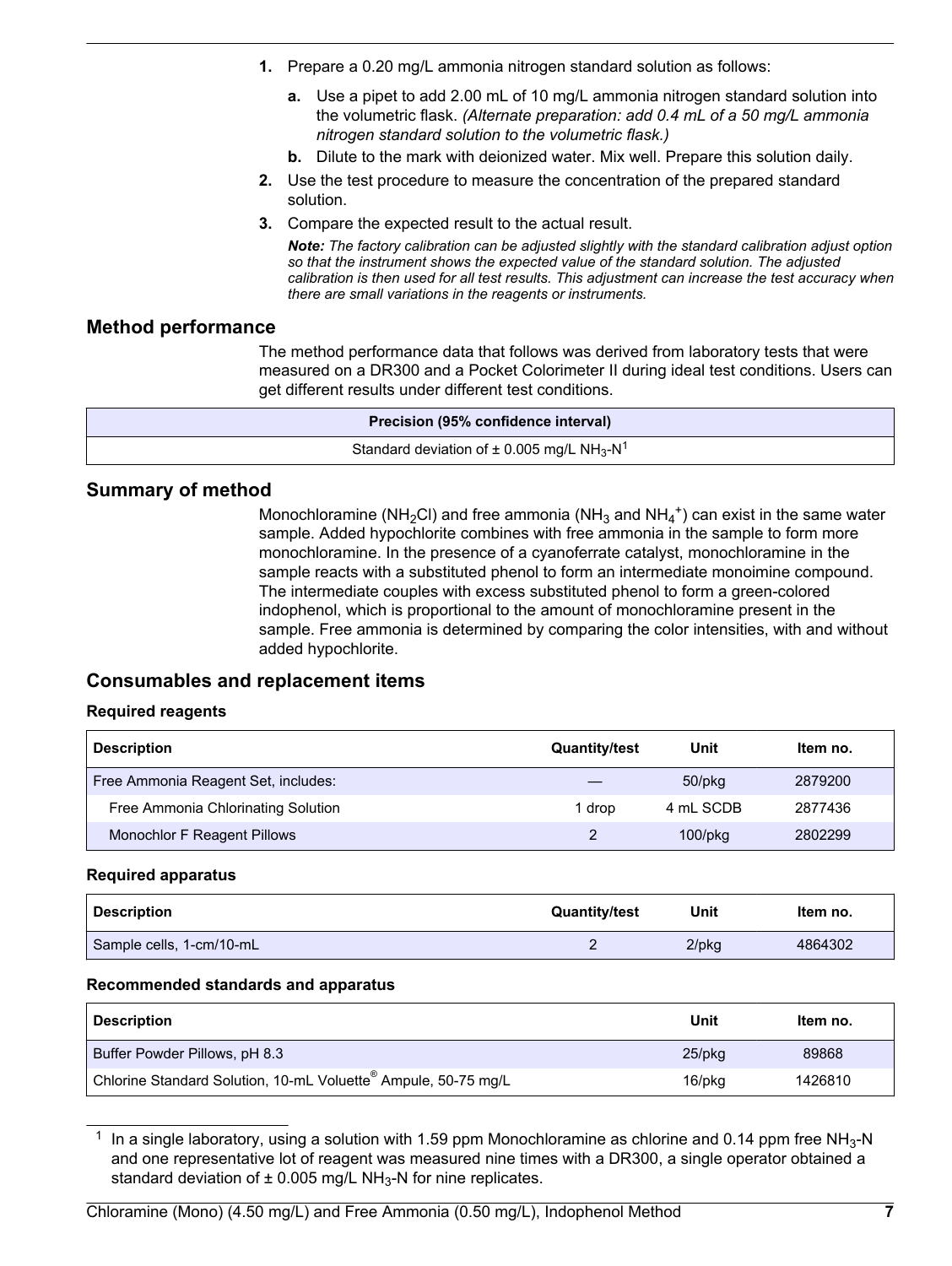1. Prepare a 0.20 mg/L ammonia nitrogen standard solution as follows:
   a. Use a pipet to add 2.00 mL of 10 mg/L ammonia nitrogen standard solution into the volumetric flask. *(Alternate preparation: add 0.4 mL of a 50 mg/L ammonia nitrogen standard solution to the volumetric flask.)*
   b. Dilute to the mark with deionized water. Mix well. Prepare this solution daily.
2. Use the test procedure to measure the concentration of the prepared standard solution.
3. Compare the expected result to the actual result.

   ***Note:*** *The factory calibration can be adjusted slightly with the standard calibration adjust option so that the instrument shows the expected value of the standard solution. The adjusted calibration is then used for all test results. This adjustment can increase the test accuracy when there are small variations in the reagents or instruments.*

## Method performance

The method performance data that follows was derived from laboratory tests that were measured on a DR300 and a Pocket Colorimeter II during ideal test conditions. Users can get different results under different test conditions.

| Precision (95% confidence interval) |
| --- |
| Standard deviation of ± 0.005 mg/L $NH_3$-N[1] |

## Summary of method

Monochloramine ($NH_2Cl$) and free ammonia ($NH_3$ and $NH_4^+$) can exist in the same water sample. Added hypochlorite combines with free ammonia in the sample to form more monochloramine. In the presence of a cyanoferrate catalyst, monochloramine in the sample reacts with a substituted phenol to form an intermediate monoimine compound. The intermediate couples with excess substituted phenol to form a green-colored indophenol, which is proportional to the amount of monochloramine present in the sample. Free ammonia is determined by comparing the color intensities, with and without added hypochlorite.

## Consumables and replacement items

### Required reagents

| Description | Quantity/test | Unit | Item no. |
| --- | --- | --- | --- |
| Free Ammonia Reagent Set, includes: | — | 50/pkg | 2879200 |
| Free Ammonia Chlorinating Solution | 1 drop | 4 mL SCDB | 2877436 |
| Monochlor F Reagent Pillows | 2 | 100/pkg | 2802299 |

### Required apparatus

| Description | Quantity/test | Unit | Item no. |
| --- | --- | --- | --- |
| Sample cells, 1-cm/10-mL | 2 | 2/pkg | 4864302 |

### Recommended standards and apparatus

| Description | Unit | Item no. |
| --- | --- | --- |
| Buffer Powder Pillows, pH 8.3 | 25/pkg | 89868 |
| Chlorine Standard Solution, 10-mL Voluette® Ampule, 50-75 mg/L | 16/pkg | 1426810 |

[1] In a single laboratory, using a solution with 1.59 ppm Monochloramine as chlorine and 0.14 ppm free $NH_3$-N and one representative lot of reagent was measured nine times with a DR300, a single operator obtained a standard deviation of ± 0.005 mg/L $NH_3$-N for nine replicates.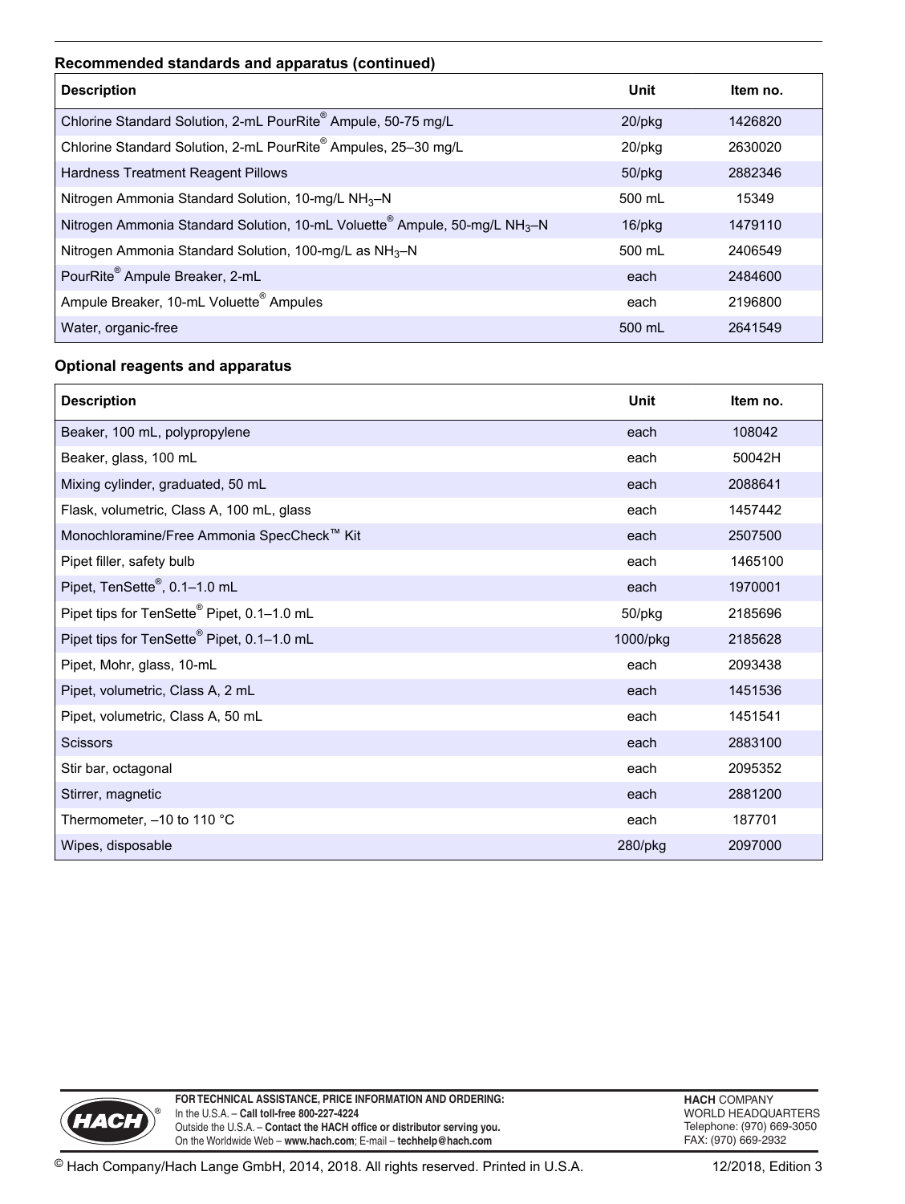### Recommended standards and apparatus (continued)

| Description | Unit | Item no. |
|---|---|---|
| Chlorine Standard Solution, 2-mL PourRite® Ampule, 50-75 mg/L | 20/pkg | 1426820 |
| Chlorine Standard Solution, 2-mL PourRite® Ampules, 25–30 mg/L | 20/pkg | 2630020 |
| Hardness Treatment Reagent Pillows | 50/pkg | 2882346 |
| Nitrogen Ammonia Standard Solution, 10-mg/L $NH_3$–N | 500 mL | 15349 |
| Nitrogen Ammonia Standard Solution, 10-mL Voluette® Ampule, 50-mg/L $NH_3$–N | 16/pkg | 1479110 |
| Nitrogen Ammonia Standard Solution, 100-mg/L as $NH_3$–N | 500 mL | 2406549 |
| PourRite® Ampule Breaker, 2-mL | each | 2484600 |
| Ampule Breaker, 10-mL Voluette® Ampules | each | 2196800 |
| Water, organic-free | 500 mL | 2641549 |

### Optional reagents and apparatus

| Description | Unit | Item no. |
|---|---|---|
| Beaker, 100 mL, polypropylene | each | 108042 |
| Beaker, glass, 100 mL | each | 50042H |
| Mixing cylinder, graduated, 50 mL | each | 2088641 |
| Flask, volumetric, Class A, 100 mL, glass | each | 1457442 |
| Monochloramine/Free Ammonia SpecCheck™ Kit | each | 2507500 |
| Pipet filler, safety bulb | each | 1465100 |
| Pipet, TenSette®, 0.1–1.0 mL | each | 1970001 |
| Pipet tips for TenSette® Pipet, 0.1–1.0 mL | 50/pkg | 2185696 |
| Pipet tips for TenSette® Pipet, 0.1–1.0 mL | 1000/pkg | 2185628 |
| Pipet, Mohr, glass, 10-mL | each | 2093438 |
| Pipet, volumetric, Class A, 2 mL | each | 1451536 |
| Pipet, volumetric, Class A, 50 mL | each | 1451541 |
| Scissors | each | 2883100 |
| Stir bar, octagonal | each | 2095352 |
| Stirrer, magnetic | each | 2881200 |
| Thermometer, –10 to 110 °C | each | 187701 |
| Wipes, disposable | 280/pkg | 2097000 |

**FOR TECHNICAL ASSISTANCE, PRICE INFORMATION AND ORDERING:**
In the U.S.A. – **Call toll-free 800-227-4224**
Outside the U.S.A. – **Contact the HACH office or distributor serving you.**
On the Worldwide Web – **www.hach.com**; E-mail – **techhelp@hach.com**

**HACH** COMPANY
WORLD HEADQUARTERS
Telephone: (970) 669-3050
FAX: (970) 669-2932

© Hach Company/Hach Lange GmbH, 2014, 2018. All rights reserved. Printed in U.S.A.

12/2018, Edition 3